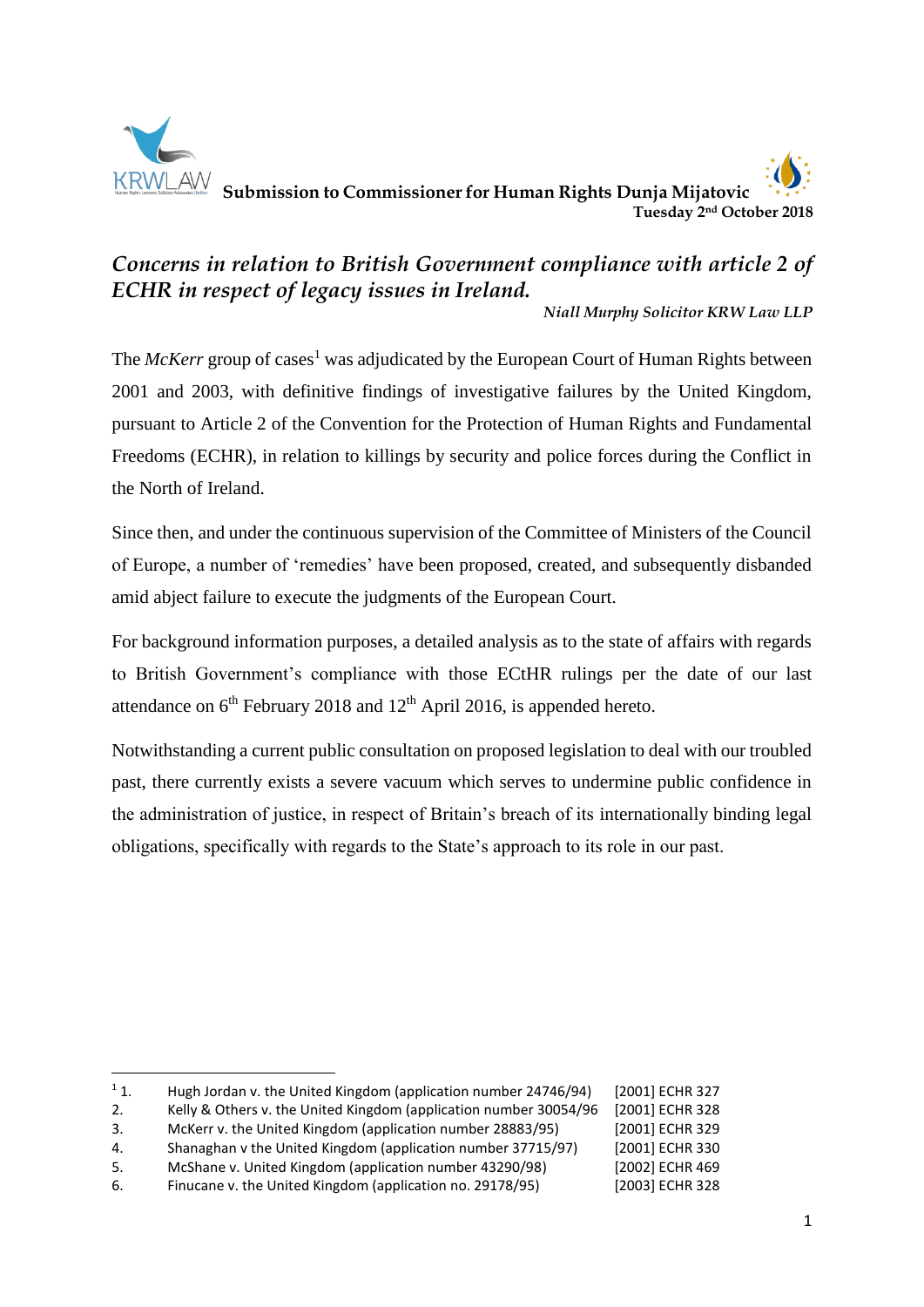KRWLAW

**Submission to Commissioner for Human Rights Dunja Mijatovic**
**Tuesday 2nd October 2018**

# *Concerns in relation to British Government compliance with article 2 of ECHR in respect of legacy issues in Ireland.*

***Niall Murphy Solicitor KRW Law LLP***

The *McKerr* group of cases[1] was adjudicated by the European Court of Human Rights between 2001 and 2003, with definitive findings of investigative failures by the United Kingdom, pursuant to Article 2 of the Convention for the Protection of Human Rights and Fundamental Freedoms (ECHR), in relation to killings by security and police forces during the Conflict in the North of Ireland.

Since then, and under the continuous supervision of the Committee of Ministers of the Council of Europe, a number of 'remedies' have been proposed, created, and subsequently disbanded amid abject failure to execute the judgments of the European Court.

For background information purposes, a detailed analysis as to the state of affairs with regards to British Government's compliance with those ECtHR rulings per the date of our last attendance on 6th February 2018 and 12th April 2016, is appended hereto.

Notwithstanding a current public consultation on proposed legislation to deal with our troubled past, there currently exists a severe vacuum which serves to undermine public confidence in the administration of justice, in respect of Britain's breach of its internationally binding legal obligations, specifically with regards to the State's approach to its role in our past.

---

[1]
1. Hugh Jordan v. the United Kingdom (application number 24746/94) [2001] ECHR 327
2. Kelly & Others v. the United Kingdom (application number 30054/96 [2001] ECHR 328
3. McKerr v. the United Kingdom (application number 28883/95) [2001] ECHR 329
4. Shanaghan v the United Kingdom (application number 37715/97) [2001] ECHR 330
5. McShane v. United Kingdom (application number 43290/98) [2002] ECHR 469
6. Finucane v. the United Kingdom (application no. 29178/95) [2003] ECHR 328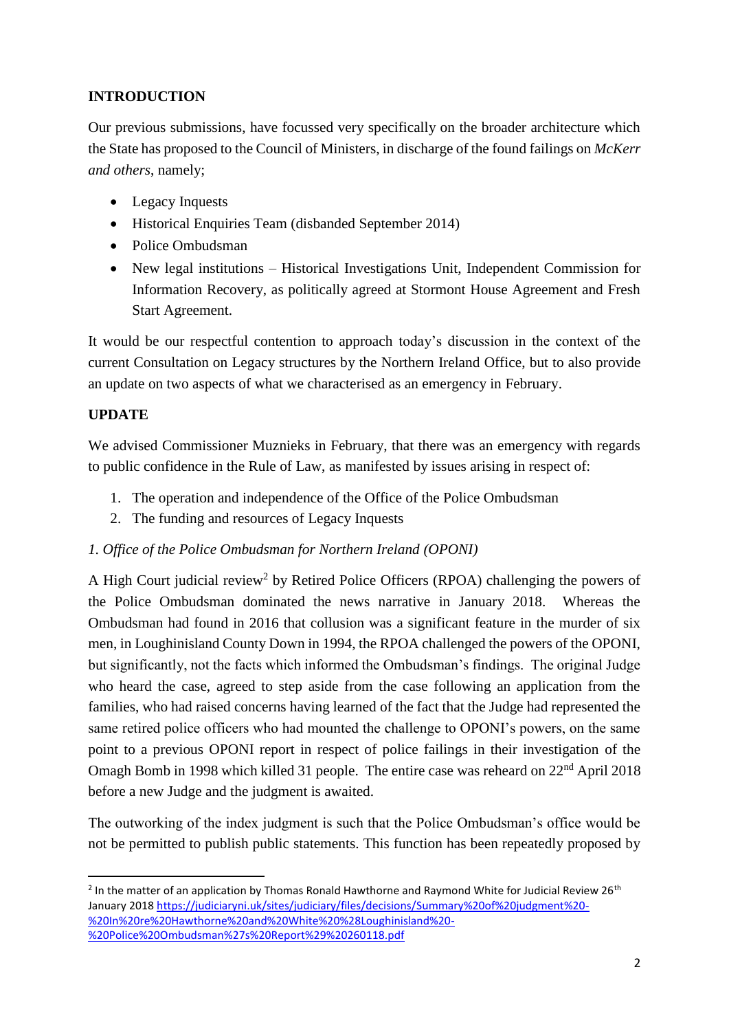## INTRODUCTION

Our previous submissions, have focussed very specifically on the broader architecture which the State has proposed to the Council of Ministers, in discharge of the found failings on *McKerr and others*, namely;

- Legacy Inquests
- Historical Enquiries Team (disbanded September 2014)
- Police Ombudsman
- New legal institutions – Historical Investigations Unit, Independent Commission for Information Recovery, as politically agreed at Stormont House Agreement and Fresh Start Agreement.

It would be our respectful contention to approach today's discussion in the context of the current Consultation on Legacy structures by the Northern Ireland Office, but to also provide an update on two aspects of what we characterised as an emergency in February.

## UPDATE

We advised Commissioner Muznieks in February, that there was an emergency with regards to public confidence in the Rule of Law, as manifested by issues arising in respect of:

1. The operation and independence of the Office of the Police Ombudsman
2. The funding and resources of Legacy Inquests

*1. Office of the Police Ombudsman for Northern Ireland (OPONI)*

A High Court judicial review[2] by Retired Police Officers (RPOA) challenging the powers of the Police Ombudsman dominated the news narrative in January 2018. Whereas the Ombudsman had found in 2016 that collusion was a significant feature in the murder of six men, in Loughinisland County Down in 1994, the RPOA challenged the powers of the OPONI, but significantly, not the facts which informed the Ombudsman's findings. The original Judge who heard the case, agreed to step aside from the case following an application from the families, who had raised concerns having learned of the fact that the Judge had represented the same retired police officers who had mounted the challenge to OPONI's powers, on the same point to a previous OPONI report in respect of police failings in their investigation of the Omagh Bomb in 1998 which killed 31 people. The entire case was reheard on 22nd April 2018 before a new Judge and the judgment is awaited.

The outworking of the index judgment is such that the Police Ombudsman's office would be not be permitted to publish public statements. This function has been repeatedly proposed by

---

[2] In the matter of an application by Thomas Ronald Hawthorne and Raymond White for Judicial Review 26th January 2018 https://judiciaryni.uk/sites/judiciary/files/decisions/Summary%20of%20judgment%20-%20In%20re%20Hawthorne%20and%20White%20%28Loughinisland%20-%20Police%20Ombudsman%27s%20Report%29%20260118.pdf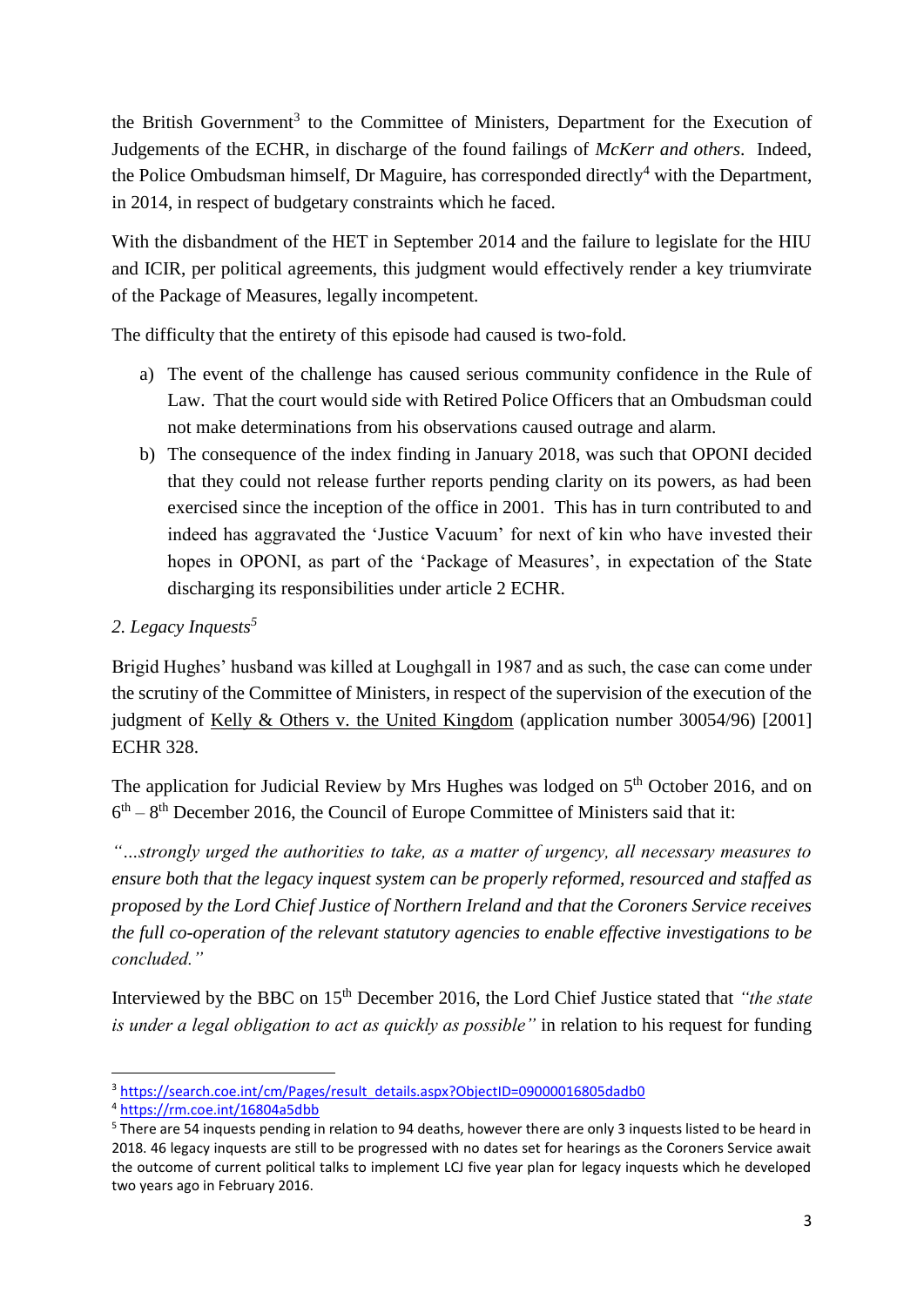the British Government[3] to the Committee of Ministers, Department for the Execution of Judgements of the ECHR, in discharge of the found failings of *McKerr and others*. Indeed, the Police Ombudsman himself, Dr Maguire, has corresponded directly[4] with the Department, in 2014, in respect of budgetary constraints which he faced.

With the disbandment of the HET in September 2014 and the failure to legislate for the HIU and ICIR, per political agreements, this judgment would effectively render a key triumvirate of the Package of Measures, legally incompetent.

The difficulty that the entirety of this episode had caused is two-fold.

a) The event of the challenge has caused serious community confidence in the Rule of Law. That the court would side with Retired Police Officers that an Ombudsman could not make determinations from his observations caused outrage and alarm.
b) The consequence of the index finding in January 2018, was such that OPONI decided that they could not release further reports pending clarity on its powers, as had been exercised since the inception of the office in 2001. This has in turn contributed to and indeed has aggravated the 'Justice Vacuum' for next of kin who have invested their hopes in OPONI, as part of the 'Package of Measures', in expectation of the State discharging its responsibilities under article 2 ECHR.

*2. Legacy Inquests[5]*

Brigid Hughes' husband was killed at Loughgall in 1987 and as such, the case can come under the scrutiny of the Committee of Ministers, in respect of the supervision of the execution of the judgment of Kelly & Others v. the United Kingdom (application number 30054/96) [2001] ECHR 328.

The application for Judicial Review by Mrs Hughes was lodged on 5th October 2016, and on 6th – 8th December 2016, the Council of Europe Committee of Ministers said that it:

*"…strongly urged the authorities to take, as a matter of urgency, all necessary measures to ensure both that the legacy inquest system can be properly reformed, resourced and staffed as proposed by the Lord Chief Justice of Northern Ireland and that the Coroners Service receives the full co-operation of the relevant statutory agencies to enable effective investigations to be concluded."*

Interviewed by the BBC on 15th December 2016, the Lord Chief Justice stated that *"the state is under a legal obligation to act as quickly as possible"* in relation to his request for funding

---

[3] https://search.coe.int/cm/Pages/result_details.aspx?ObjectID=09000016805dadb0

[4] https://rm.coe.int/16804a5dbb

[5] There are 54 inquests pending in relation to 94 deaths, however there are only 3 inquests listed to be heard in 2018. 46 legacy inquests are still to be progressed with no dates set for hearings as the Coroners Service await the outcome of current political talks to implement LCJ five year plan for legacy inquests which he developed two years ago in February 2016.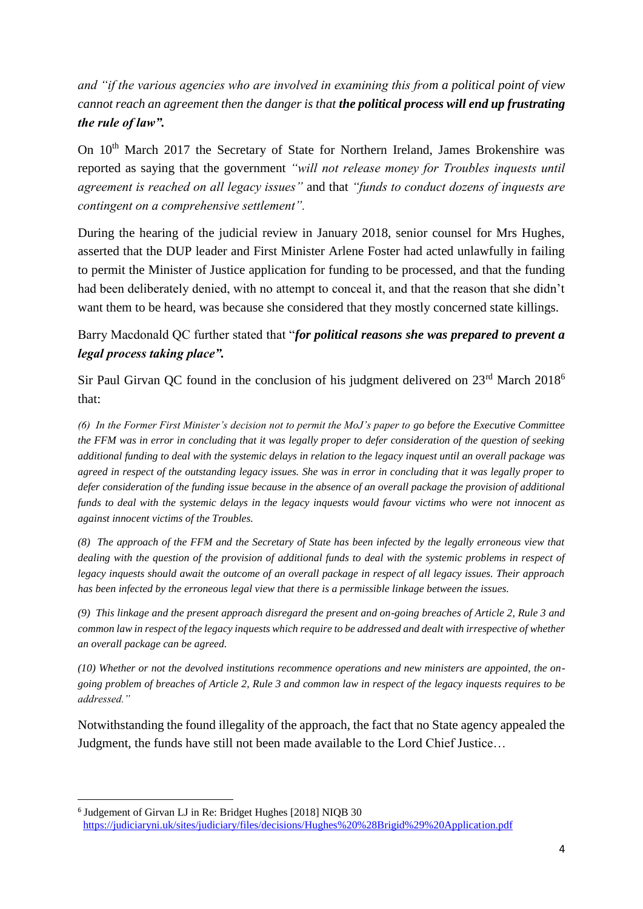*and "if the various agencies who are involved in examining this from a political point of view cannot reach an agreement then the danger is that* ***the political process will end up frustrating the rule of law".***

On 10th March 2017 the Secretary of State for Northern Ireland, James Brokenshire was reported as saying that the government *"will not release money for Troubles inquests until agreement is reached on all legacy issues"* and that *"funds to conduct dozens of inquests are contingent on a comprehensive settlement".*

During the hearing of the judicial review in January 2018, senior counsel for Mrs Hughes, asserted that the DUP leader and First Minister Arlene Foster had acted unlawfully in failing to permit the Minister of Justice application for funding to be processed, and that the funding had been deliberately denied, with no attempt to conceal it, and that the reason that she didn't want them to be heard, was because she considered that they mostly concerned state killings.

Barry Macdonald QC further stated that "***for political reasons she was prepared to prevent a legal process taking place".***

Sir Paul Girvan QC found in the conclusion of his judgment delivered on 23rd March 2018[6] that:

*(6) In the Former First Minister's decision not to permit the MoJ's paper to go before the Executive Committee the FFM was in error in concluding that it was legally proper to defer consideration of the question of seeking additional funding to deal with the systemic delays in relation to the legacy inquest until an overall package was agreed in respect of the outstanding legacy issues. She was in error in concluding that it was legally proper to defer consideration of the funding issue because in the absence of an overall package the provision of additional funds to deal with the systemic delays in the legacy inquests would favour victims who were not innocent as against innocent victims of the Troubles.*

*(8) The approach of the FFM and the Secretary of State has been infected by the legally erroneous view that dealing with the question of the provision of additional funds to deal with the systemic problems in respect of legacy inquests should await the outcome of an overall package in respect of all legacy issues. Their approach has been infected by the erroneous legal view that there is a permissible linkage between the issues.*

*(9) This linkage and the present approach disregard the present and on-going breaches of Article 2, Rule 3 and common law in respect of the legacy inquests which require to be addressed and dealt with irrespective of whether an overall package can be agreed.*

*(10) Whether or not the devolved institutions recommence operations and new ministers are appointed, the on-going problem of breaches of Article 2, Rule 3 and common law in respect of the legacy inquests requires to be addressed."*

Notwithstanding the found illegality of the approach, the fact that no State agency appealed the Judgment, the funds have still not been made available to the Lord Chief Justice…

---

[6] Judgement of Girvan LJ in Re: Bridget Hughes [2018] NIQB 30 https://judiciaryni.uk/sites/judiciary/files/decisions/Hughes%20%28Brigid%29%20Application.pdf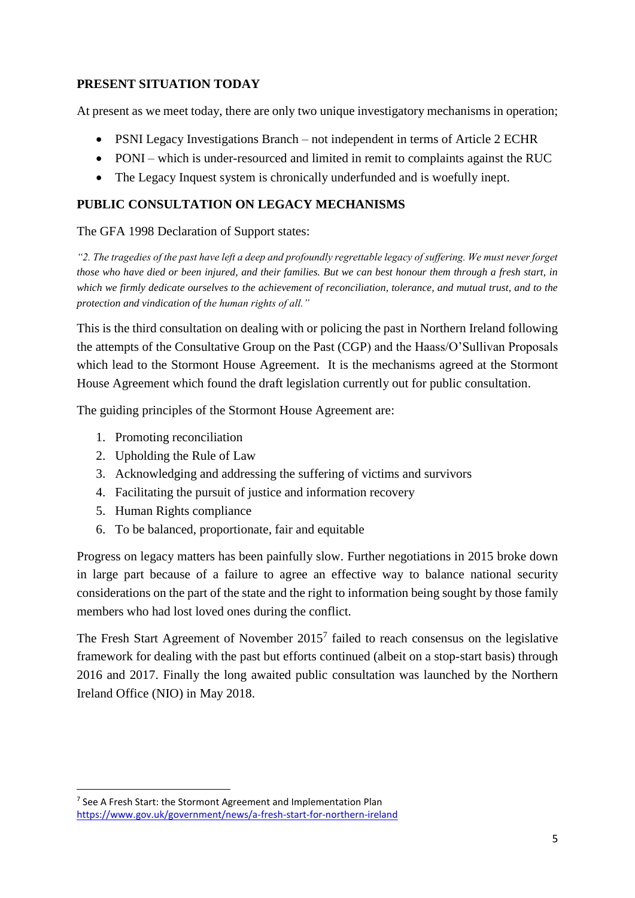## PRESENT SITUATION TODAY

At present as we meet today, there are only two unique investigatory mechanisms in operation;

- PSNI Legacy Investigations Branch – not independent in terms of Article 2 ECHR
- PONI – which is under-resourced and limited in remit to complaints against the RUC
- The Legacy Inquest system is chronically underfunded and is woefully inept.

## PUBLIC CONSULTATION ON LEGACY MECHANISMS

The GFA 1998 Declaration of Support states:

*"2. The tragedies of the past have left a deep and profoundly regrettable legacy of suffering. We must never forget those who have died or been injured, and their families. But we can best honour them through a fresh start, in which we firmly dedicate ourselves to the achievement of reconciliation, tolerance, and mutual trust, and to the protection and vindication of the human rights of all."*

This is the third consultation on dealing with or policing the past in Northern Ireland following the attempts of the Consultative Group on the Past (CGP) and the Haass/O'Sullivan Proposals which lead to the Stormont House Agreement. It is the mechanisms agreed at the Stormont House Agreement which found the draft legislation currently out for public consultation.

The guiding principles of the Stormont House Agreement are:

1. Promoting reconciliation
2. Upholding the Rule of Law
3. Acknowledging and addressing the suffering of victims and survivors
4. Facilitating the pursuit of justice and information recovery
5. Human Rights compliance
6. To be balanced, proportionate, fair and equitable

Progress on legacy matters has been painfully slow. Further negotiations in 2015 broke down in large part because of a failure to agree an effective way to balance national security considerations on the part of the state and the right to information being sought by those family members who had lost loved ones during the conflict.

The Fresh Start Agreement of November 2015[7] failed to reach consensus on the legislative framework for dealing with the past but efforts continued (albeit on a stop-start basis) through 2016 and 2017. Finally the long awaited public consultation was launched by the Northern Ireland Office (NIO) in May 2018.

---

[7] See A Fresh Start: the Stormont Agreement and Implementation Plan https://www.gov.uk/government/news/a-fresh-start-for-northern-ireland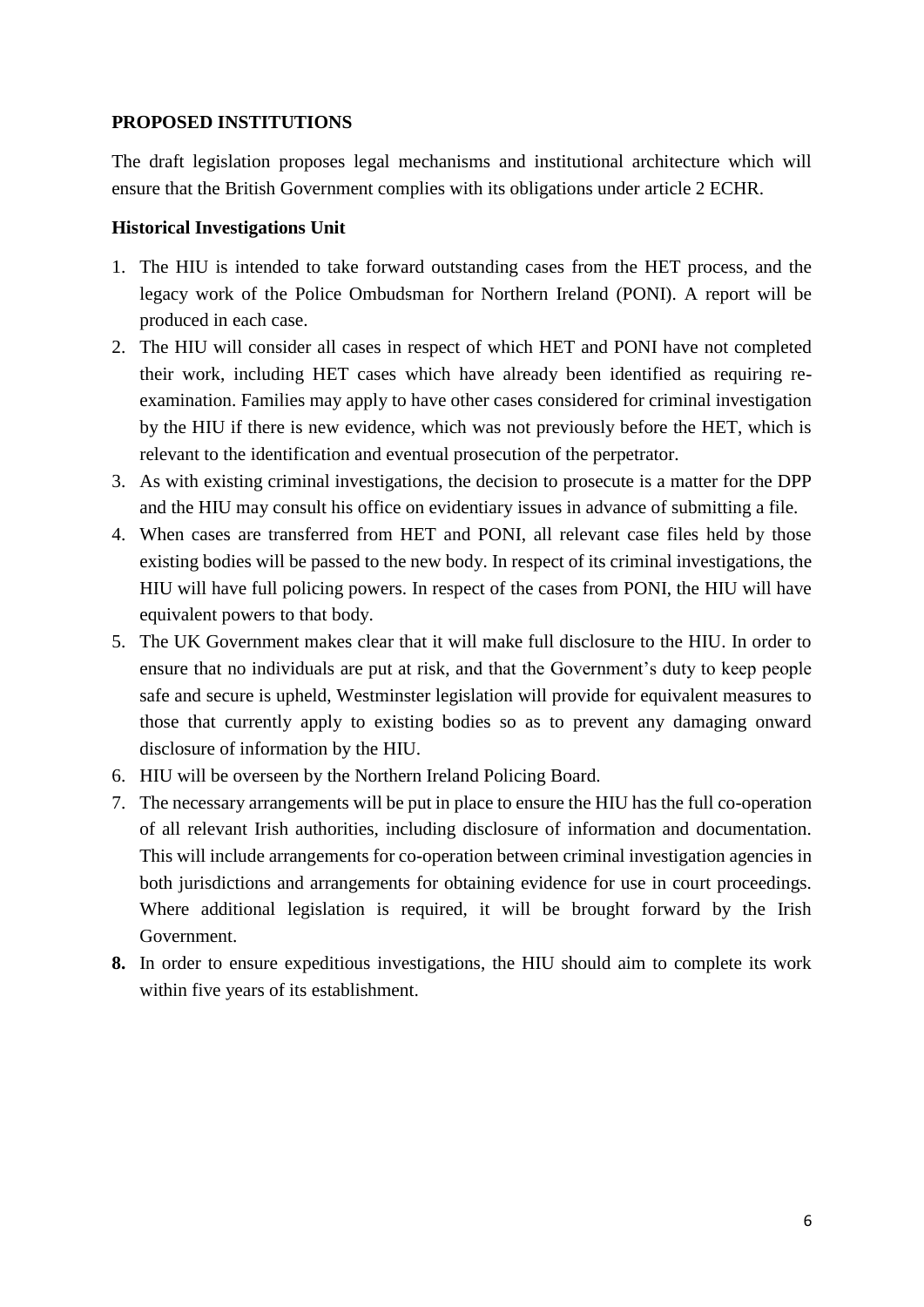**PROPOSED INSTITUTIONS**

The draft legislation proposes legal mechanisms and institutional architecture which will ensure that the British Government complies with its obligations under article 2 ECHR.

**Historical Investigations Unit**

1. The HIU is intended to take forward outstanding cases from the HET process, and the legacy work of the Police Ombudsman for Northern Ireland (PONI). A report will be produced in each case.
2. The HIU will consider all cases in respect of which HET and PONI have not completed their work, including HET cases which have already been identified as requiring re-examination. Families may apply to have other cases considered for criminal investigation by the HIU if there is new evidence, which was not previously before the HET, which is relevant to the identification and eventual prosecution of the perpetrator.
3. As with existing criminal investigations, the decision to prosecute is a matter for the DPP and the HIU may consult his office on evidentiary issues in advance of submitting a file.
4. When cases are transferred from HET and PONI, all relevant case files held by those existing bodies will be passed to the new body. In respect of its criminal investigations, the HIU will have full policing powers. In respect of the cases from PONI, the HIU will have equivalent powers to that body.
5. The UK Government makes clear that it will make full disclosure to the HIU. In order to ensure that no individuals are put at risk, and that the Government's duty to keep people safe and secure is upheld, Westminster legislation will provide for equivalent measures to those that currently apply to existing bodies so as to prevent any damaging onward disclosure of information by the HIU.
6. HIU will be overseen by the Northern Ireland Policing Board.
7. The necessary arrangements will be put in place to ensure the HIU has the full co-operation of all relevant Irish authorities, including disclosure of information and documentation. This will include arrangements for co-operation between criminal investigation agencies in both jurisdictions and arrangements for obtaining evidence for use in court proceedings. Where additional legislation is required, it will be brought forward by the Irish Government.
8. In order to ensure expeditious investigations, the HIU should aim to complete its work within five years of its establishment.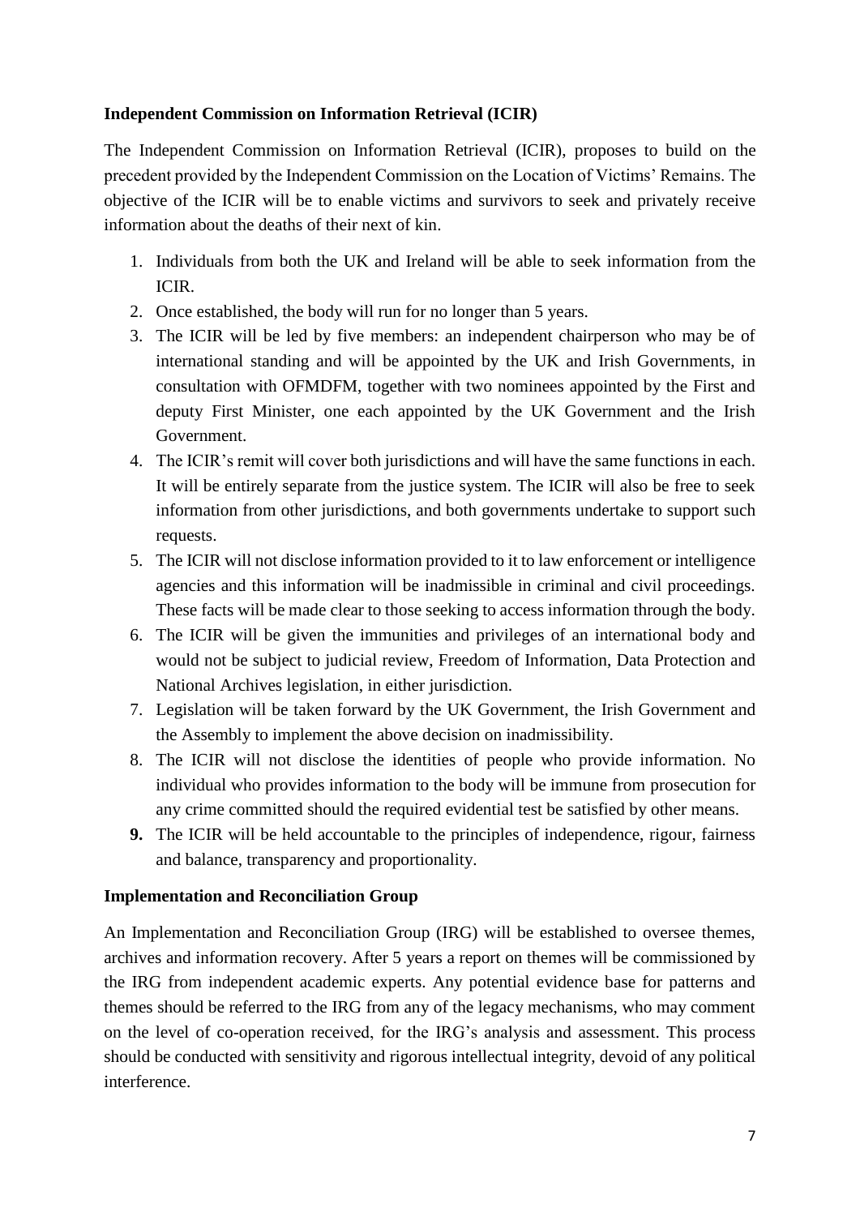**Independent Commission on Information Retrieval (ICIR)**

The Independent Commission on Information Retrieval (ICIR), proposes to build on the precedent provided by the Independent Commission on the Location of Victims' Remains. The objective of the ICIR will be to enable victims and survivors to seek and privately receive information about the deaths of their next of kin.

1. Individuals from both the UK and Ireland will be able to seek information from the ICIR.
2. Once established, the body will run for no longer than 5 years.
3. The ICIR will be led by five members: an independent chairperson who may be of international standing and will be appointed by the UK and Irish Governments, in consultation with OFMDFM, together with two nominees appointed by the First and deputy First Minister, one each appointed by the UK Government and the Irish Government.
4. The ICIR's remit will cover both jurisdictions and will have the same functions in each. It will be entirely separate from the justice system. The ICIR will also be free to seek information from other jurisdictions, and both governments undertake to support such requests.
5. The ICIR will not disclose information provided to it to law enforcement or intelligence agencies and this information will be inadmissible in criminal and civil proceedings. These facts will be made clear to those seeking to access information through the body.
6. The ICIR will be given the immunities and privileges of an international body and would not be subject to judicial review, Freedom of Information, Data Protection and National Archives legislation, in either jurisdiction.
7. Legislation will be taken forward by the UK Government, the Irish Government and the Assembly to implement the above decision on inadmissibility.
8. The ICIR will not disclose the identities of people who provide information. No individual who provides information to the body will be immune from prosecution for any crime committed should the required evidential test be satisfied by other means.
9. The ICIR will be held accountable to the principles of independence, rigour, fairness and balance, transparency and proportionality.

**Implementation and Reconciliation Group**

An Implementation and Reconciliation Group (IRG) will be established to oversee themes, archives and information recovery. After 5 years a report on themes will be commissioned by the IRG from independent academic experts. Any potential evidence base for patterns and themes should be referred to the IRG from any of the legacy mechanisms, who may comment on the level of co-operation received, for the IRG's analysis and assessment. This process should be conducted with sensitivity and rigorous intellectual integrity, devoid of any political interference.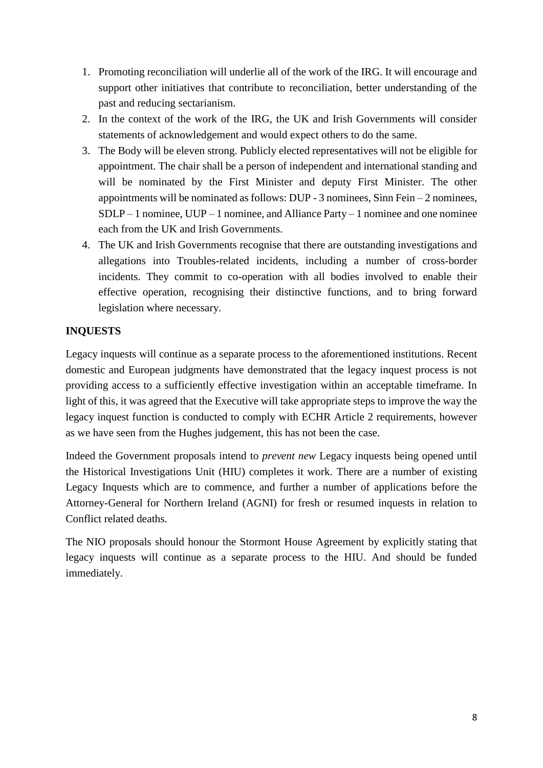1. Promoting reconciliation will underlie all of the work of the IRG. It will encourage and support other initiatives that contribute to reconciliation, better understanding of the past and reducing sectarianism.
2. In the context of the work of the IRG, the UK and Irish Governments will consider statements of acknowledgement and would expect others to do the same.
3. The Body will be eleven strong. Publicly elected representatives will not be eligible for appointment. The chair shall be a person of independent and international standing and will be nominated by the First Minister and deputy First Minister. The other appointments will be nominated as follows: DUP - 3 nominees, Sinn Fein – 2 nominees, SDLP – 1 nominee, UUP – 1 nominee, and Alliance Party – 1 nominee and one nominee each from the UK and Irish Governments.
4. The UK and Irish Governments recognise that there are outstanding investigations and allegations into Troubles-related incidents, including a number of cross-border incidents. They commit to co-operation with all bodies involved to enable their effective operation, recognising their distinctive functions, and to bring forward legislation where necessary.

**INQUESTS**

Legacy inquests will continue as a separate process to the aforementioned institutions. Recent domestic and European judgments have demonstrated that the legacy inquest process is not providing access to a sufficiently effective investigation within an acceptable timeframe. In light of this, it was agreed that the Executive will take appropriate steps to improve the way the legacy inquest function is conducted to comply with ECHR Article 2 requirements, however as we have seen from the Hughes judgement, this has not been the case.

Indeed the Government proposals intend to *prevent new* Legacy inquests being opened until the Historical Investigations Unit (HIU) completes it work. There are a number of existing Legacy Inquests which are to commence, and further a number of applications before the Attorney-General for Northern Ireland (AGNI) for fresh or resumed inquests in relation to Conflict related deaths.

The NIO proposals should honour the Stormont House Agreement by explicitly stating that legacy inquests will continue as a separate process to the HIU. And should be funded immediately.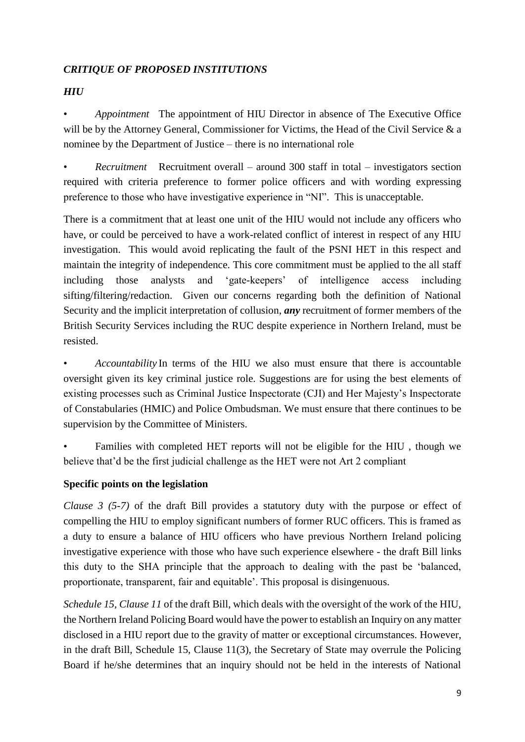### *CRITIQUE OF PROPOSED INSTITUTIONS*

### *HIU*

- *Appointment* The appointment of HIU Director in absence of The Executive Office will be by the Attorney General, Commissioner for Victims, the Head of the Civil Service & a nominee by the Department of Justice – there is no international role

- *Recruitment* Recruitment overall – around 300 staff in total – investigators section required with criteria preference to former police officers and with wording expressing preference to those who have investigative experience in "NI". This is unacceptable.

There is a commitment that at least one unit of the HIU would not include any officers who have, or could be perceived to have a work-related conflict of interest in respect of any HIU investigation. This would avoid replicating the fault of the PSNI HET in this respect and maintain the integrity of independence. This core commitment must be applied to the all staff including those analysts and 'gate-keepers' of intelligence access including sifting/filtering/redaction. Given our concerns regarding both the definition of National Security and the implicit interpretation of collusion, ***any*** recruitment of former members of the British Security Services including the RUC despite experience in Northern Ireland, must be resisted.

- *Accountability* In terms of the HIU we also must ensure that there is accountable oversight given its key criminal justice role. Suggestions are for using the best elements of existing processes such as Criminal Justice Inspectorate (CJI) and Her Majesty's Inspectorate of Constabularies (HMIC) and Police Ombudsman. We must ensure that there continues to be supervision by the Committee of Ministers.

- Families with completed HET reports will not be eligible for the HIU , though we believe that'd be the first judicial challenge as the HET were not Art 2 compliant

**Specific points on the legislation**

*Clause 3 (5-7)* of the draft Bill provides a statutory duty with the purpose or effect of compelling the HIU to employ significant numbers of former RUC officers. This is framed as a duty to ensure a balance of HIU officers who have previous Northern Ireland policing investigative experience with those who have such experience elsewhere - the draft Bill links this duty to the SHA principle that the approach to dealing with the past be 'balanced, proportionate, transparent, fair and equitable'. This proposal is disingenuous.

*Schedule 15, Clause 11* of the draft Bill, which deals with the oversight of the work of the HIU, the Northern Ireland Policing Board would have the power to establish an Inquiry on any matter disclosed in a HIU report due to the gravity of matter or exceptional circumstances. However, in the draft Bill, Schedule 15, Clause 11(3), the Secretary of State may overrule the Policing Board if he/she determines that an inquiry should not be held in the interests of National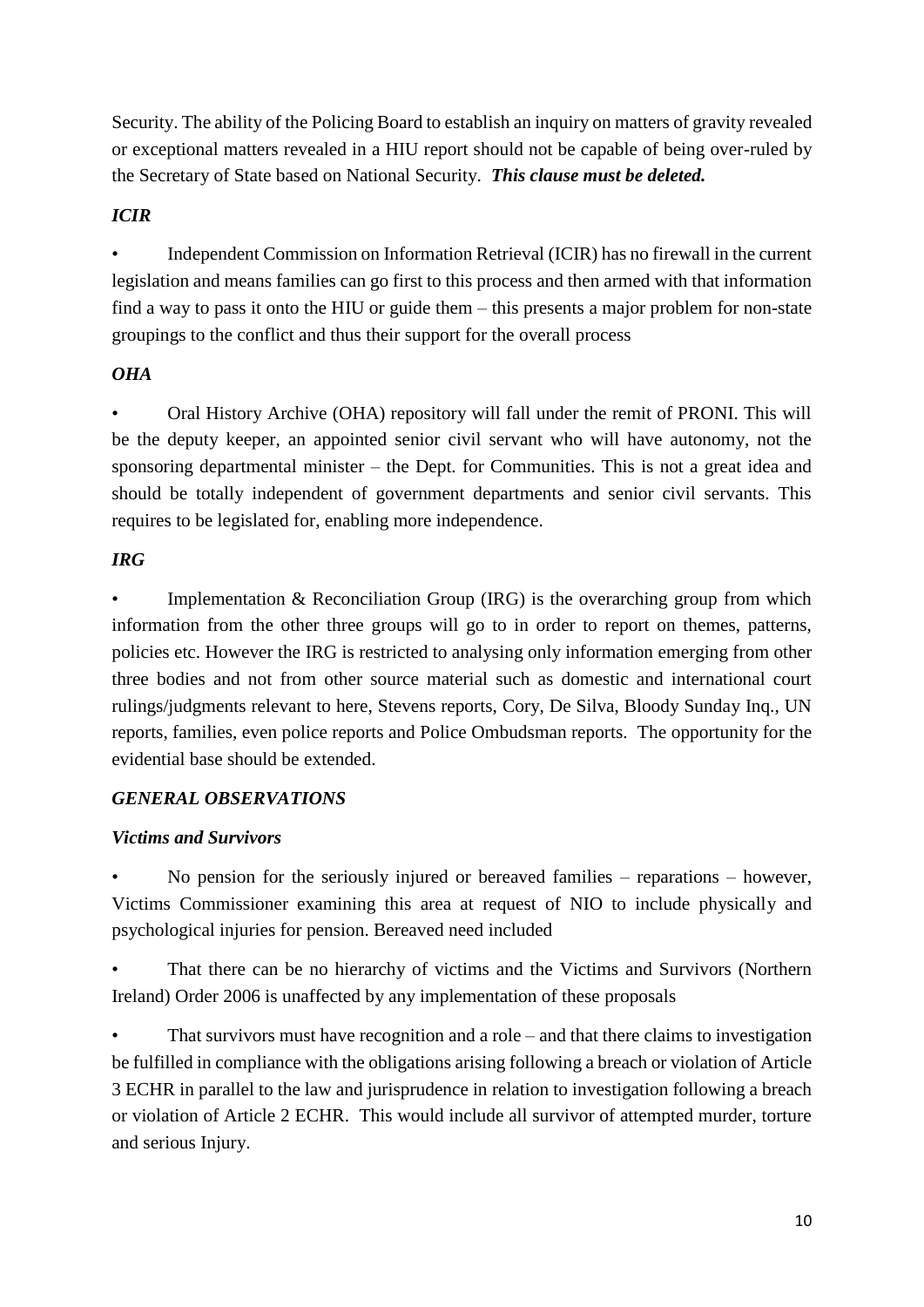Security. The ability of the Policing Board to establish an inquiry on matters of gravity revealed or exceptional matters revealed in a HIU report should not be capable of being over-ruled by the Secretary of State based on National Security. ***This clause must be deleted.***

***ICIR***

- Independent Commission on Information Retrieval (ICIR) has no firewall in the current legislation and means families can go first to this process and then armed with that information find a way to pass it onto the HIU or guide them – this presents a major problem for non-state groupings to the conflict and thus their support for the overall process

***OHA***

- Oral History Archive (OHA) repository will fall under the remit of PRONI. This will be the deputy keeper, an appointed senior civil servant who will have autonomy, not the sponsoring departmental minister – the Dept. for Communities. This is not a great idea and should be totally independent of government departments and senior civil servants. This requires to be legislated for, enabling more independence.

***IRG***

- Implementation & Reconciliation Group (IRG) is the overarching group from which information from the other three groups will go to in order to report on themes, patterns, policies etc. However the IRG is restricted to analysing only information emerging from other three bodies and not from other source material such as domestic and international court rulings/judgments relevant to here, Stevens reports, Cory, De Silva, Bloody Sunday Inq., UN reports, families, even police reports and Police Ombudsman reports. The opportunity for the evidential base should be extended.

***GENERAL OBSERVATIONS***

***Victims and Survivors***

- No pension for the seriously injured or bereaved families – reparations – however, Victims Commissioner examining this area at request of NIO to include physically and psychological injuries for pension. Bereaved need included

- That there can be no hierarchy of victims and the Victims and Survivors (Northern Ireland) Order 2006 is unaffected by any implementation of these proposals

- That survivors must have recognition and a role – and that there claims to investigation be fulfilled in compliance with the obligations arising following a breach or violation of Article 3 ECHR in parallel to the law and jurisprudence in relation to investigation following a breach or violation of Article 2 ECHR. This would include all survivor of attempted murder, torture and serious Injury.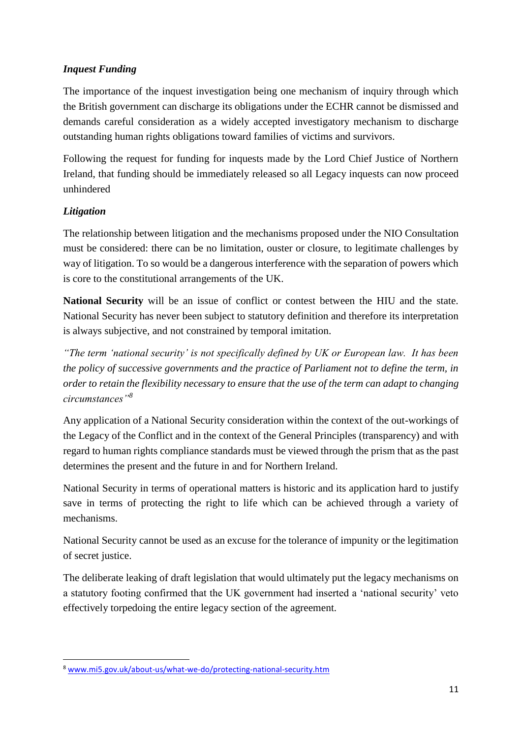### *Inquest Funding*

The importance of the inquest investigation being one mechanism of inquiry through which the British government can discharge its obligations under the ECHR cannot be dismissed and demands careful consideration as a widely accepted investigatory mechanism to discharge outstanding human rights obligations toward families of victims and survivors.

Following the request for funding for inquests made by the Lord Chief Justice of Northern Ireland, that funding should be immediately released so all Legacy inquests can now proceed unhindered

### *Litigation*

The relationship between litigation and the mechanisms proposed under the NIO Consultation must be considered: there can be no limitation, ouster or closure, to legitimate challenges by way of litigation. To so would be a dangerous interference with the separation of powers which is core to the constitutional arrangements of the UK.

**National Security** will be an issue of conflict or contest between the HIU and the state. National Security has never been subject to statutory definition and therefore its interpretation is always subjective, and not constrained by temporal imitation.

*"The term 'national security' is not specifically defined by UK or European law. It has been the policy of successive governments and the practice of Parliament not to define the term, in order to retain the flexibility necessary to ensure that the use of the term can adapt to changing circumstances"*[8]

Any application of a National Security consideration within the context of the out-workings of the Legacy of the Conflict and in the context of the General Principles (transparency) and with regard to human rights compliance standards must be viewed through the prism that as the past determines the present and the future in and for Northern Ireland.

National Security in terms of operational matters is historic and its application hard to justify save in terms of protecting the right to life which can be achieved through a variety of mechanisms.

National Security cannot be used as an excuse for the tolerance of impunity or the legitimation of secret justice.

The deliberate leaking of draft legislation that would ultimately put the legacy mechanisms on a statutory footing confirmed that the UK government had inserted a 'national security' veto effectively torpedoing the entire legacy section of the agreement.

---

[8] www.mi5.gov.uk/about-us/what-we-do/protecting-national-security.htm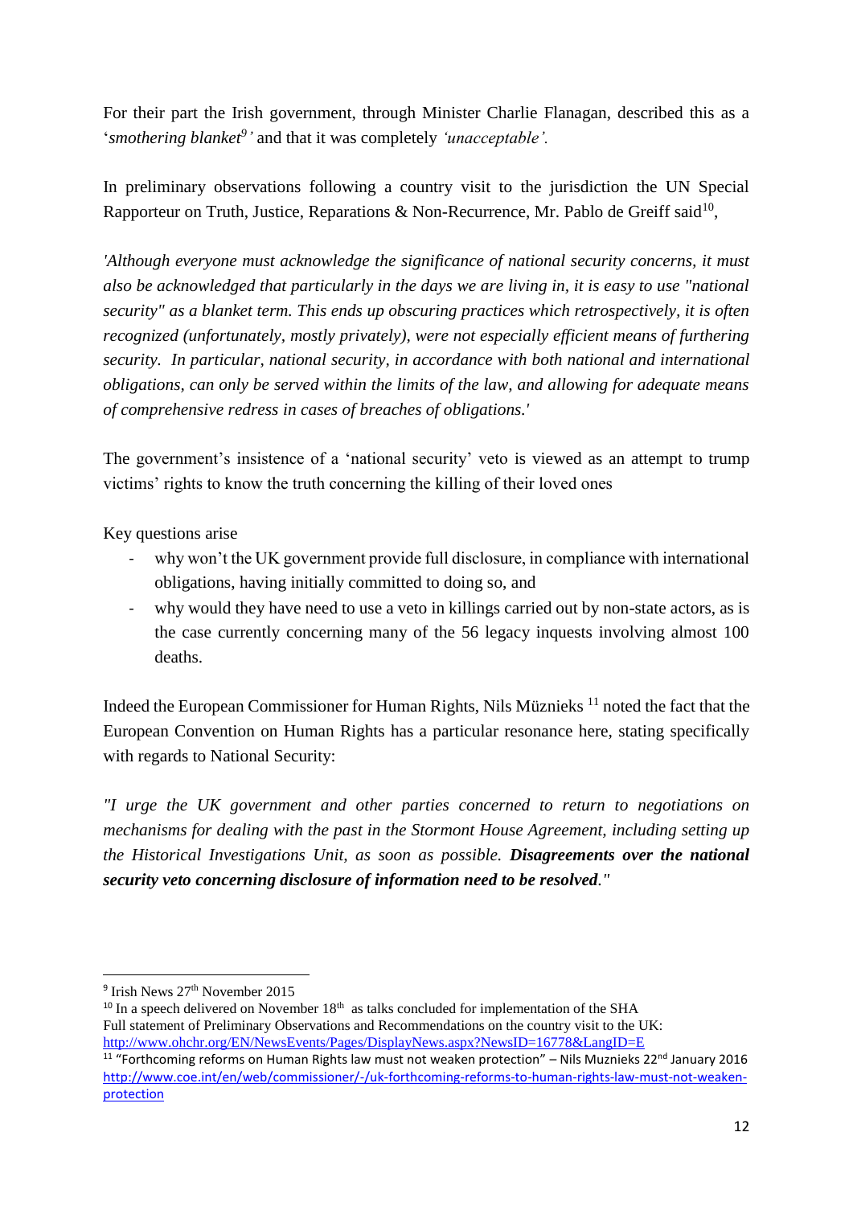For their part the Irish government, through Minister Charlie Flanagan, described this as a '*smothering blanket*[9]' and that it was completely *'unacceptable'.*

In preliminary observations following a country visit to the jurisdiction the UN Special Rapporteur on Truth, Justice, Reparations & Non-Recurrence, Mr. Pablo de Greiff said[10],

*'Although everyone must acknowledge the significance of national security concerns, it must also be acknowledged that particularly in the days we are living in, it is easy to use "national security" as a blanket term. This ends up obscuring practices which retrospectively, it is often recognized (unfortunately, mostly privately), were not especially efficient means of furthering security. In particular, national security, in accordance with both national and international obligations, can only be served within the limits of the law, and allowing for adequate means of comprehensive redress in cases of breaches of obligations.'*

The government's insistence of a 'national security' veto is viewed as an attempt to trump victims' rights to know the truth concerning the killing of their loved ones

Key questions arise

- why won't the UK government provide full disclosure, in compliance with international obligations, having initially committed to doing so, and
- why would they have need to use a veto in killings carried out by non-state actors, as is the case currently concerning many of the 56 legacy inquests involving almost 100 deaths.

Indeed the European Commissioner for Human Rights, Nils Müznieks [11] noted the fact that the European Convention on Human Rights has a particular resonance here, stating specifically with regards to National Security:

*"I urge the UK government and other parties concerned to return to negotiations on mechanisms for dealing with the past in the Stormont House Agreement, including setting up the Historical Investigations Unit, as soon as possible.* ***Disagreements over the national security veto concerning disclosure of information need to be resolved****."*

---

[9] Irish News 27th November 2015

[10] In a speech delivered on November 18th as talks concluded for implementation of the SHA
Full statement of Preliminary Observations and Recommendations on the country visit to the UK: http://www.ohchr.org/EN/NewsEvents/Pages/DisplayNews.aspx?NewsID=16778&LangID=E

[11] "Forthcoming reforms on Human Rights law must not weaken protection" – Nils Muznieks 22nd January 2016 http://www.coe.int/en/web/commissioner/-/uk-forthcoming-reforms-to-human-rights-law-must-not-weaken-protection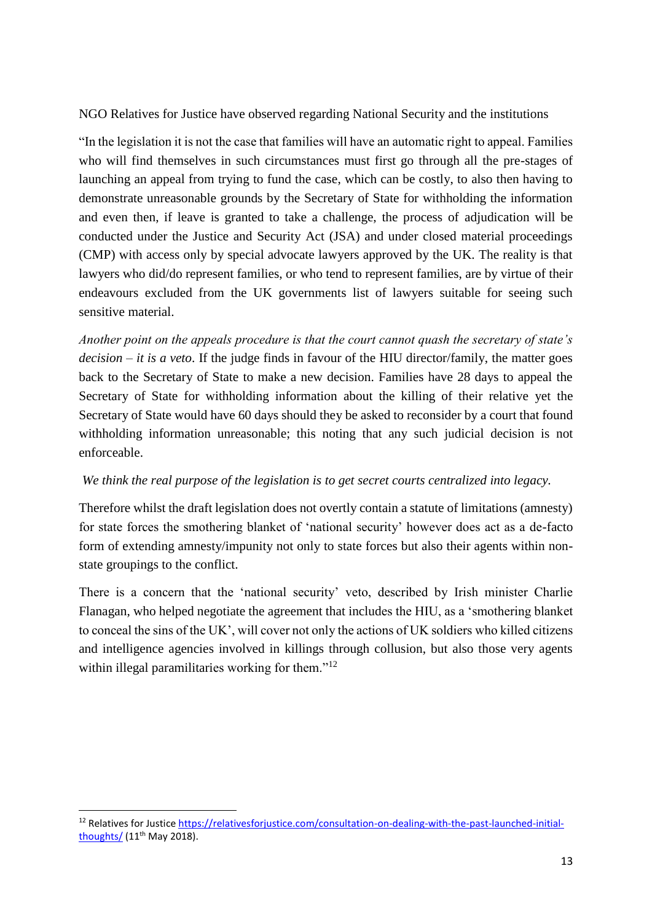NGO Relatives for Justice have observed regarding National Security and the institutions

"In the legislation it is not the case that families will have an automatic right to appeal. Families who will find themselves in such circumstances must first go through all the pre-stages of launching an appeal from trying to fund the case, which can be costly, to also then having to demonstrate unreasonable grounds by the Secretary of State for withholding the information and even then, if leave is granted to take a challenge, the process of adjudication will be conducted under the Justice and Security Act (JSA) and under closed material proceedings (CMP) with access only by special advocate lawyers approved by the UK. The reality is that lawyers who did/do represent families, or who tend to represent families, are by virtue of their endeavours excluded from the UK governments list of lawyers suitable for seeing such sensitive material.

*Another point on the appeals procedure is that the court cannot quash the secretary of state's decision – it is a veto*. If the judge finds in favour of the HIU director/family, the matter goes back to the Secretary of State to make a new decision. Families have 28 days to appeal the Secretary of State for withholding information about the killing of their relative yet the Secretary of State would have 60 days should they be asked to reconsider by a court that found withholding information unreasonable; this noting that any such judicial decision is not enforceable.

*We think the real purpose of the legislation is to get secret courts centralized into legacy.*

Therefore whilst the draft legislation does not overtly contain a statute of limitations (amnesty) for state forces the smothering blanket of 'national security' however does act as a de-facto form of extending amnesty/impunity not only to state forces but also their agents within non-state groupings to the conflict.

There is a concern that the 'national security' veto, described by Irish minister Charlie Flanagan, who helped negotiate the agreement that includes the HIU, as a 'smothering blanket to conceal the sins of the UK', will cover not only the actions of UK soldiers who killed citizens and intelligence agencies involved in killings through collusion, but also those very agents within illegal paramilitaries working for them."[12]

[12] Relatives for Justice https://relativesforjustice.com/consultation-on-dealing-with-the-past-launched-initial-thoughts/ (11th May 2018).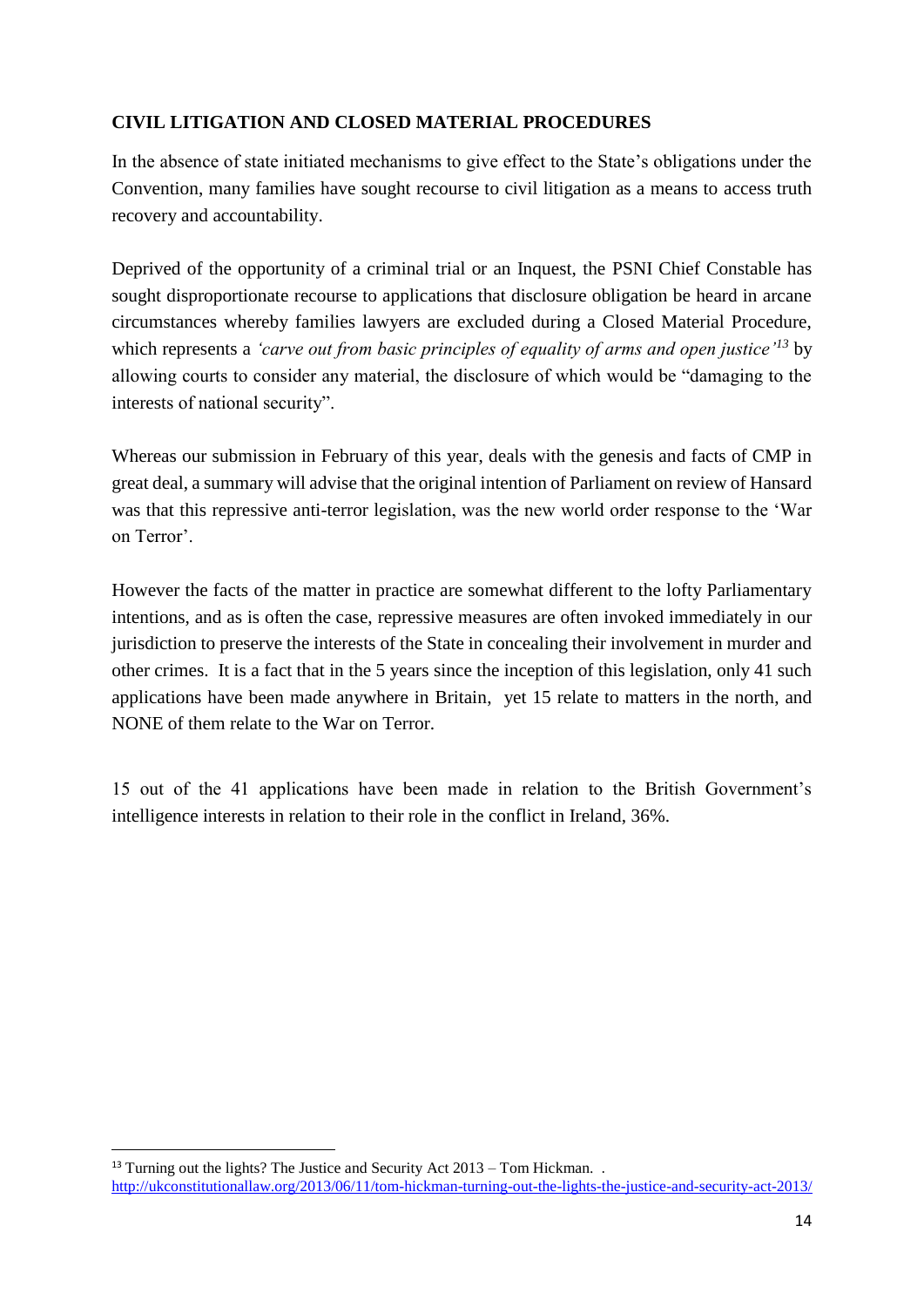**CIVIL LITIGATION AND CLOSED MATERIAL PROCEDURES**

In the absence of state initiated mechanisms to give effect to the State's obligations under the Convention, many families have sought recourse to civil litigation as a means to access truth recovery and accountability.

Deprived of the opportunity of a criminal trial or an Inquest, the PSNI Chief Constable has sought disproportionate recourse to applications that disclosure obligation be heard in arcane circumstances whereby families lawyers are excluded during a Closed Material Procedure, which represents a *'carve out from basic principles of equality of arms and open justice'*[13] by allowing courts to consider any material, the disclosure of which would be "damaging to the interests of national security".

Whereas our submission in February of this year, deals with the genesis and facts of CMP in great deal, a summary will advise that the original intention of Parliament on review of Hansard was that this repressive anti-terror legislation, was the new world order response to the 'War on Terror'.

However the facts of the matter in practice are somewhat different to the lofty Parliamentary intentions, and as is often the case, repressive measures are often invoked immediately in our jurisdiction to preserve the interests of the State in concealing their involvement in murder and other crimes. It is a fact that in the 5 years since the inception of this legislation, only 41 such applications have been made anywhere in Britain, yet 15 relate to matters in the north, and NONE of them relate to the War on Terror.

15 out of the 41 applications have been made in relation to the British Government's intelligence interests in relation to their role in the conflict in Ireland, 36%.

---

[13] Turning out the lights? The Justice and Security Act 2013 – Tom Hickman. . http://ukconstitutionallaw.org/2013/06/11/tom-hickman-turning-out-the-lights-the-justice-and-security-act-2013/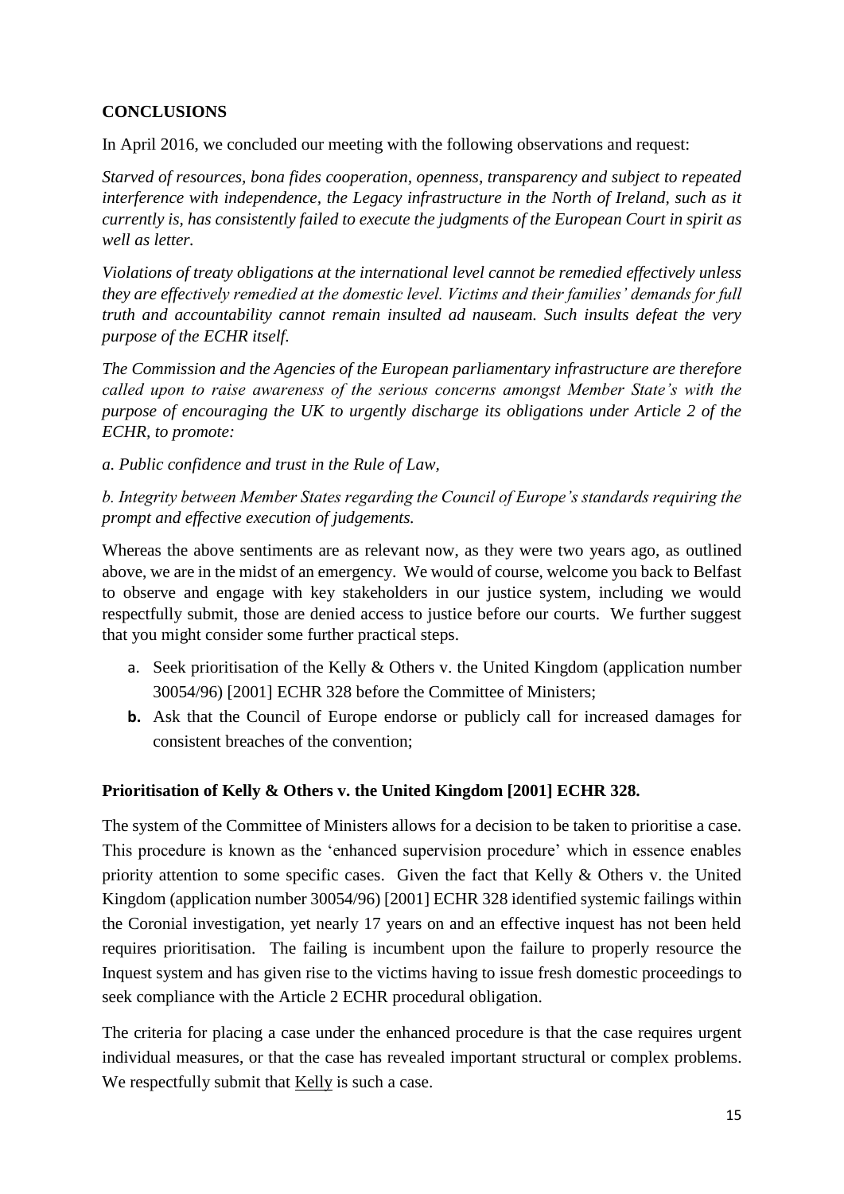**CONCLUSIONS**

In April 2016, we concluded our meeting with the following observations and request:

*Starved of resources, bona fides cooperation, openness, transparency and subject to repeated interference with independence, the Legacy infrastructure in the North of Ireland, such as it currently is, has consistently failed to execute the judgments of the European Court in spirit as well as letter.*

*Violations of treaty obligations at the international level cannot be remedied effectively unless they are effectively remedied at the domestic level. Victims and their families' demands for full truth and accountability cannot remain insulted ad nauseam. Such insults defeat the very purpose of the ECHR itself.*

*The Commission and the Agencies of the European parliamentary infrastructure are therefore called upon to raise awareness of the serious concerns amongst Member State's with the purpose of encouraging the UK to urgently discharge its obligations under Article 2 of the ECHR, to promote:*

*a. Public confidence and trust in the Rule of Law,*

*b. Integrity between Member States regarding the Council of Europe's standards requiring the prompt and effective execution of judgements.*

Whereas the above sentiments are as relevant now, as they were two years ago, as outlined above, we are in the midst of an emergency. We would of course, welcome you back to Belfast to observe and engage with key stakeholders in our justice system, including we would respectfully submit, those are denied access to justice before our courts. We further suggest that you might consider some further practical steps.

a. Seek prioritisation of the Kelly & Others v. the United Kingdom (application number 30054/96) [2001] ECHR 328 before the Committee of Ministers;

**b.** Ask that the Council of Europe endorse or publicly call for increased damages for consistent breaches of the convention;

**Prioritisation of Kelly & Others v. the United Kingdom [2001] ECHR 328.**

The system of the Committee of Ministers allows for a decision to be taken to prioritise a case. This procedure is known as the 'enhanced supervision procedure' which in essence enables priority attention to some specific cases. Given the fact that Kelly & Others v. the United Kingdom (application number 30054/96) [2001] ECHR 328 identified systemic failings within the Coronial investigation, yet nearly 17 years on and an effective inquest has not been held requires prioritisation. The failing is incumbent upon the failure to properly resource the Inquest system and has given rise to the victims having to issue fresh domestic proceedings to seek compliance with the Article 2 ECHR procedural obligation.

The criteria for placing a case under the enhanced procedure is that the case requires urgent individual measures, or that the case has revealed important structural or complex problems. We respectfully submit that Kelly is such a case.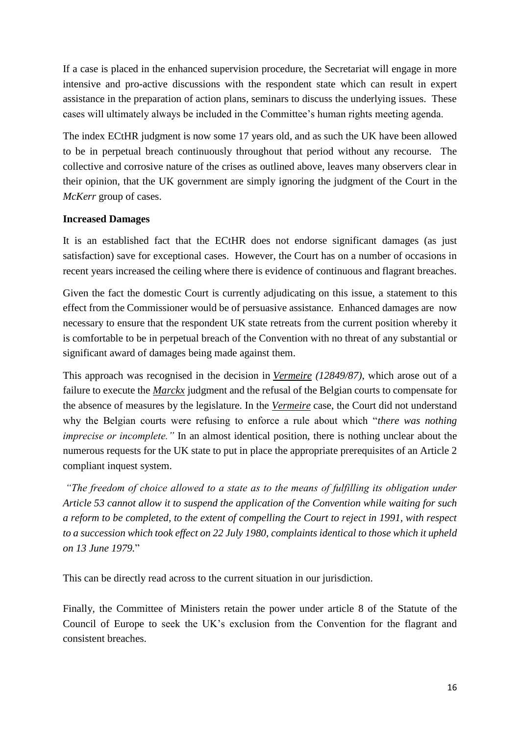If a case is placed in the enhanced supervision procedure, the Secretariat will engage in more intensive and pro-active discussions with the respondent state which can result in expert assistance in the preparation of action plans, seminars to discuss the underlying issues. These cases will ultimately always be included in the Committee's human rights meeting agenda.

The index ECtHR judgment is now some 17 years old, and as such the UK have been allowed to be in perpetual breach continuously throughout that period without any recourse. The collective and corrosive nature of the crises as outlined above, leaves many observers clear in their opinion, that the UK government are simply ignoring the judgment of the Court in the *McKerr* group of cases.

**Increased Damages**

It is an established fact that the ECtHR does not endorse significant damages (as just satisfaction) save for exceptional cases. However, the Court has on a number of occasions in recent years increased the ceiling where there is evidence of continuous and flagrant breaches.

Given the fact the domestic Court is currently adjudicating on this issue, a statement to this effect from the Commissioner would be of persuasive assistance. Enhanced damages are now necessary to ensure that the respondent UK state retreats from the current position whereby it is comfortable to be in perpetual breach of the Convention with no threat of any substantial or significant award of damages being made against them.

This approach was recognised in the decision in ***Vermeire*** *(12849/87)*, which arose out of a failure to execute the ***Marckx*** judgment and the refusal of the Belgian courts to compensate for the absence of measures by the legislature. In the ***Vermeire*** case, the Court did not understand why the Belgian courts were refusing to enforce a rule about which "*there was nothing imprecise or incomplete."* In an almost identical position, there is nothing unclear about the numerous requests for the UK state to put in place the appropriate prerequisites of an Article 2 compliant inquest system.

*"The freedom of choice allowed to a state as to the means of fulfilling its obligation under Article 53 cannot allow it to suspend the application of the Convention while waiting for such a reform to be completed, to the extent of compelling the Court to reject in 1991, with respect to a succession which took effect on 22 July 1980, complaints identical to those which it upheld on 13 June 1979.*"

This can be directly read across to the current situation in our jurisdiction.

Finally, the Committee of Ministers retain the power under article 8 of the Statute of the Council of Europe to seek the UK's exclusion from the Convention for the flagrant and consistent breaches.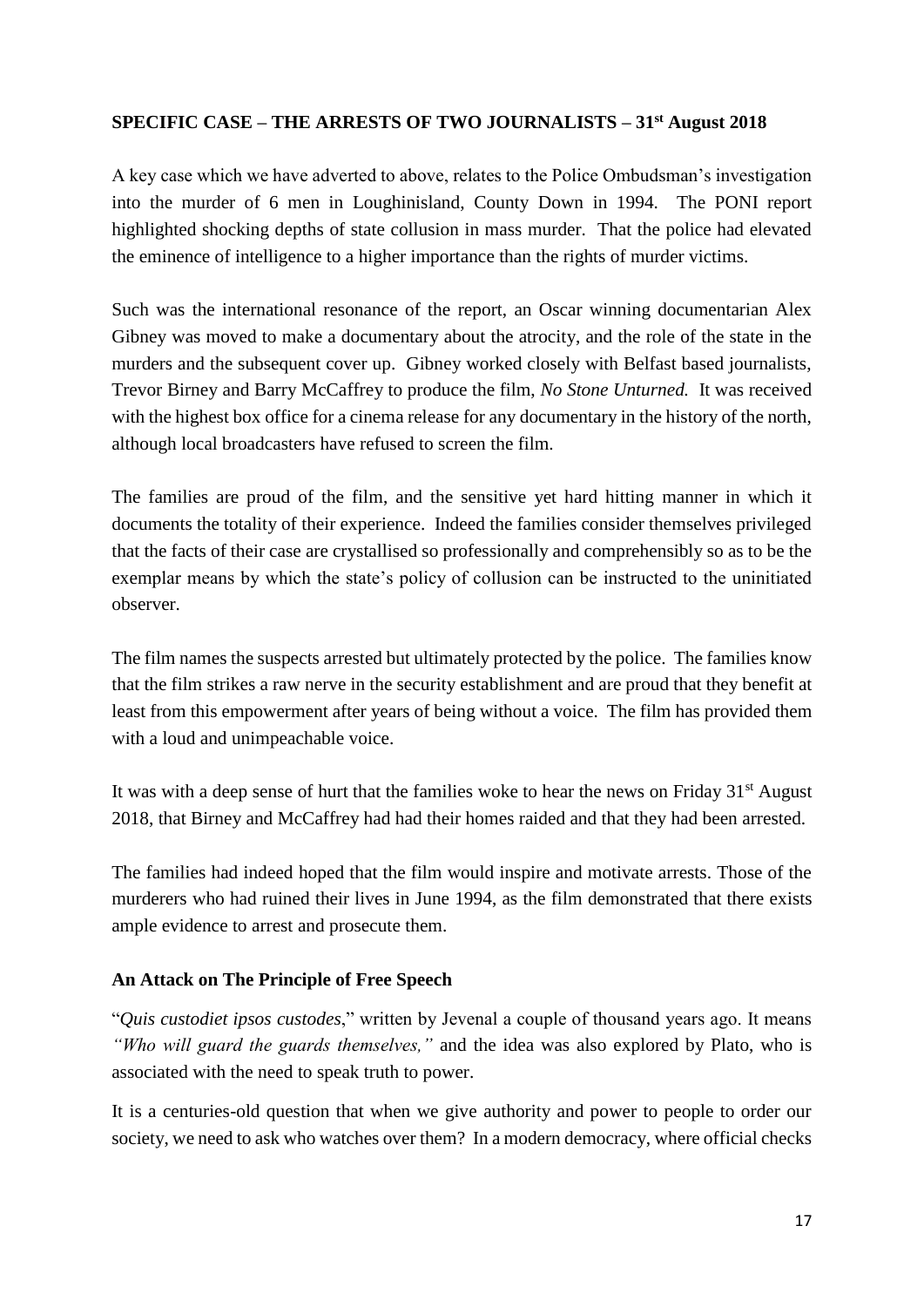**SPECIFIC CASE – THE ARRESTS OF TWO JOURNALISTS – 31st August 2018**

A key case which we have adverted to above, relates to the Police Ombudsman's investigation into the murder of 6 men in Loughinisland, County Down in 1994. The PONI report highlighted shocking depths of state collusion in mass murder. That the police had elevated the eminence of intelligence to a higher importance than the rights of murder victims.

Such was the international resonance of the report, an Oscar winning documentarian Alex Gibney was moved to make a documentary about the atrocity, and the role of the state in the murders and the subsequent cover up. Gibney worked closely with Belfast based journalists, Trevor Birney and Barry McCaffrey to produce the film, *No Stone Unturned.* It was received with the highest box office for a cinema release for any documentary in the history of the north, although local broadcasters have refused to screen the film.

The families are proud of the film, and the sensitive yet hard hitting manner in which it documents the totality of their experience. Indeed the families consider themselves privileged that the facts of their case are crystallised so professionally and comprehensibly so as to be the exemplar means by which the state's policy of collusion can be instructed to the uninitiated observer.

The film names the suspects arrested but ultimately protected by the police. The families know that the film strikes a raw nerve in the security establishment and are proud that they benefit at least from this empowerment after years of being without a voice. The film has provided them with a loud and unimpeachable voice.

It was with a deep sense of hurt that the families woke to hear the news on Friday 31st August 2018, that Birney and McCaffrey had had their homes raided and that they had been arrested.

The families had indeed hoped that the film would inspire and motivate arrests. Those of the murderers who had ruined their lives in June 1994, as the film demonstrated that there exists ample evidence to arrest and prosecute them.

**An Attack on The Principle of Free Speech**

"*Quis custodiet ipsos custodes*," written by Jevenal a couple of thousand years ago. It means *"Who will guard the guards themselves,"* and the idea was also explored by Plato, who is associated with the need to speak truth to power.

It is a centuries-old question that when we give authority and power to people to order our society, we need to ask who watches over them? In a modern democracy, where official checks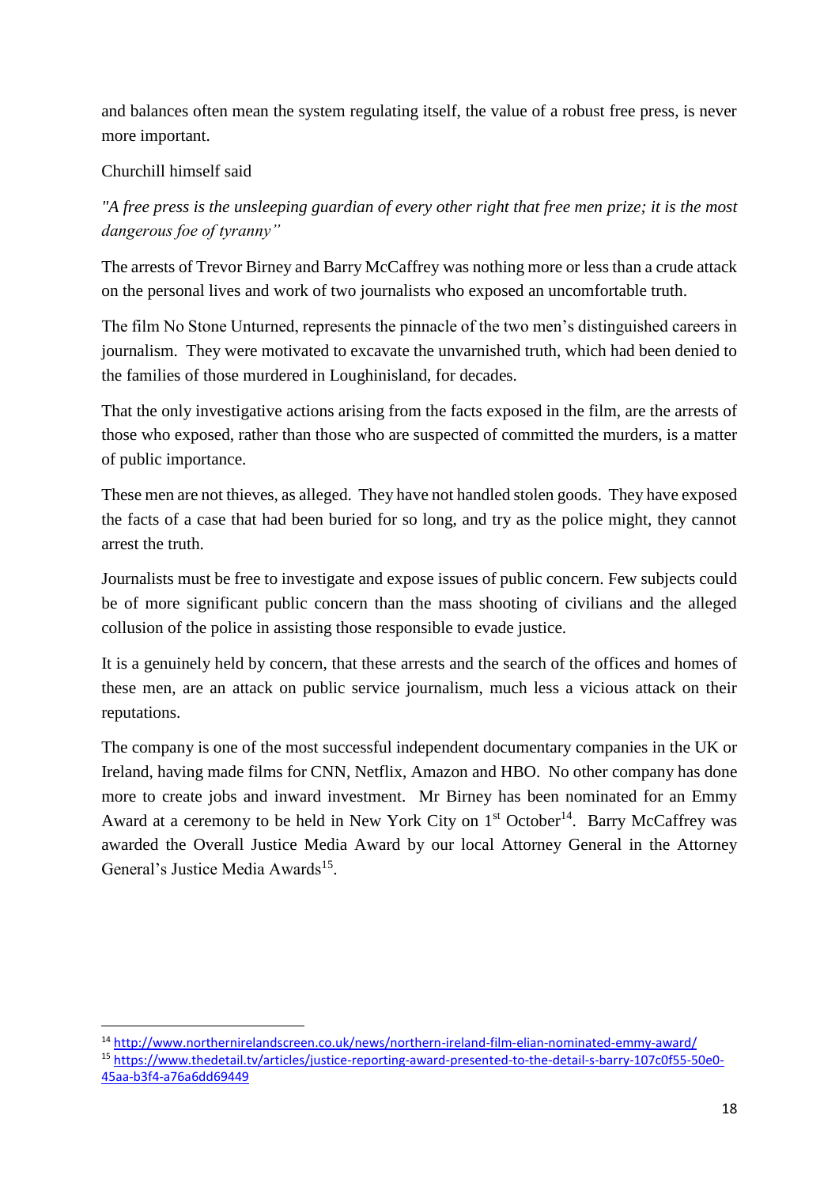and balances often mean the system regulating itself, the value of a robust free press, is never more important.

Churchill himself said

*"A free press is the unsleeping guardian of every other right that free men prize; it is the most dangerous foe of tyranny"*

The arrests of Trevor Birney and Barry McCaffrey was nothing more or less than a crude attack on the personal lives and work of two journalists who exposed an uncomfortable truth.

The film No Stone Unturned, represents the pinnacle of the two men's distinguished careers in journalism. They were motivated to excavate the unvarnished truth, which had been denied to the families of those murdered in Loughinisland, for decades.

That the only investigative actions arising from the facts exposed in the film, are the arrests of those who exposed, rather than those who are suspected of committed the murders, is a matter of public importance.

These men are not thieves, as alleged. They have not handled stolen goods. They have exposed the facts of a case that had been buried for so long, and try as the police might, they cannot arrest the truth.

Journalists must be free to investigate and expose issues of public concern. Few subjects could be of more significant public concern than the mass shooting of civilians and the alleged collusion of the police in assisting those responsible to evade justice.

It is a genuinely held by concern, that these arrests and the search of the offices and homes of these men, are an attack on public service journalism, much less a vicious attack on their reputations.

The company is one of the most successful independent documentary companies in the UK or Ireland, having made films for CNN, Netflix, Amazon and HBO. No other company has done more to create jobs and inward investment. Mr Birney has been nominated for an Emmy Award at a ceremony to be held in New York City on 1st October[14]. Barry McCaffrey was awarded the Overall Justice Media Award by our local Attorney General in the Attorney General's Justice Media Awards[15].

---

[14] http://www.northernirelandscreen.co.uk/news/northern-ireland-film-elian-nominated-emmy-award/

[15] https://www.thedetail.tv/articles/justice-reporting-award-presented-to-the-detail-s-barry-107c0f55-50e0-45aa-b3f4-a76a6dd69449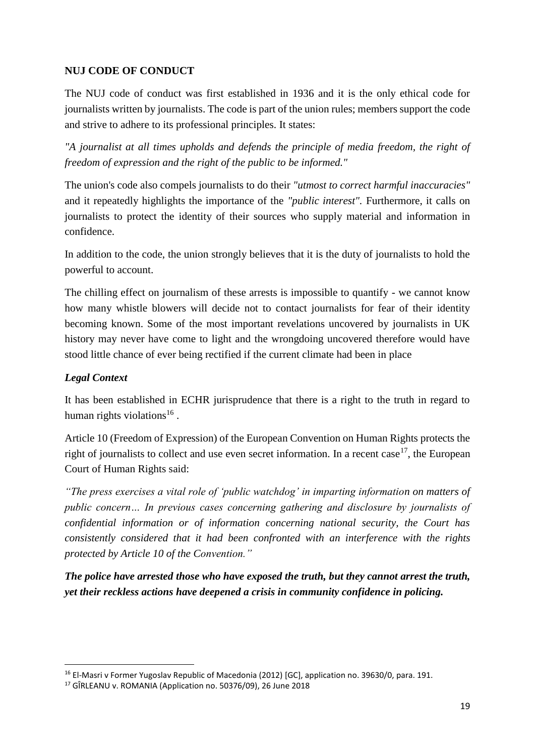## NUJ CODE OF CONDUCT

The NUJ code of conduct was first established in 1936 and it is the only ethical code for journalists written by journalists. The code is part of the union rules; members support the code and strive to adhere to its professional principles. It states:

*"A journalist at all times upholds and defends the principle of media freedom, the right of freedom of expression and the right of the public to be informed."*

The union's code also compels journalists to do their *"utmost to correct harmful inaccuracies"* and it repeatedly highlights the importance of the *"public interest"*. Furthermore, it calls on journalists to protect the identity of their sources who supply material and information in confidence.

In addition to the code, the union strongly believes that it is the duty of journalists to hold the powerful to account.

The chilling effect on journalism of these arrests is impossible to quantify - we cannot know how many whistle blowers will decide not to contact journalists for fear of their identity becoming known. Some of the most important revelations uncovered by journalists in UK history may never have come to light and the wrongdoing uncovered therefore would have stood little chance of ever being rectified if the current climate had been in place

### *Legal Context*

It has been established in ECHR jurisprudence that there is a right to the truth in regard to human rights violations[16] .

Article 10 (Freedom of Expression) of the European Convention on Human Rights protects the right of journalists to collect and use even secret information. In a recent case[17], the European Court of Human Rights said:

*"The press exercises a vital role of 'public watchdog' in imparting information on matters of public concern… In previous cases concerning gathering and disclosure by journalists of confidential information or of information concerning national security, the Court has consistently considered that it had been confronted with an interference with the rights protected by Article 10 of the Convention."*

***The police have arrested those who have exposed the truth, but they cannot arrest the truth, yet their reckless actions have deepened a crisis in community confidence in policing.***

---

[16] El-Masri v Former Yugoslav Republic of Macedonia (2012) [GC], application no. 39630/0, para. 191.

[17] GÎRLEANU v. ROMANIA (Application no. 50376/09), 26 June 2018